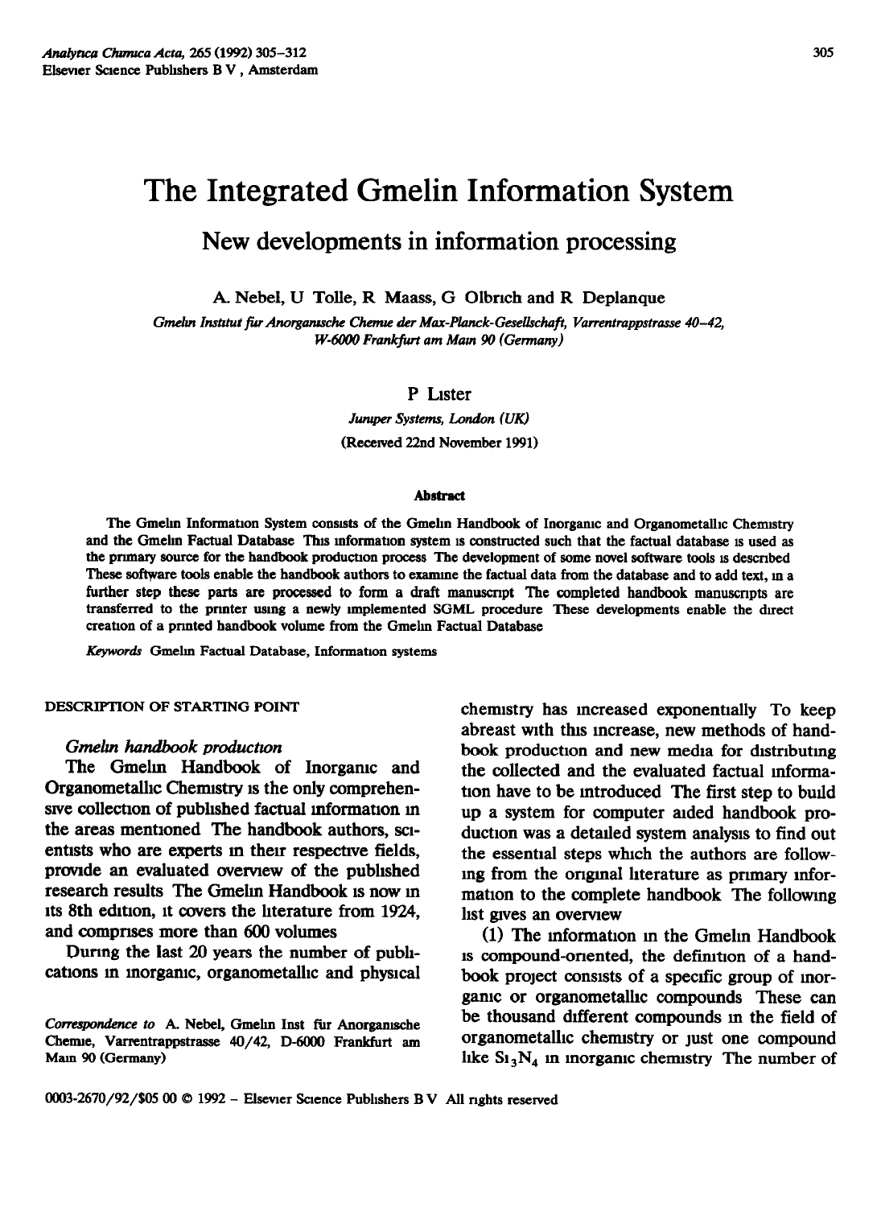# The Integrated Gmelin Information System

## New developments in information processing

A. Nebel, U Tolle, R Maass, G Olbrich and R Deplanque

*Gmelin Institut für Anorganische Chemie der Max-Planck-Gesellschaft, Varrentrappstrasse 40–42, W-6000 Frankfurt am Main 90 (Germany)*

P Lister

*Juniper Systems, London (UK)*

(Received 22nd November 1991)

### Abstract

The Gmelin Information System consists of the Gmelin Handbook of Inorganic and Organometallic Chemistry and the Gmelin Factual Database This information system is constructed such that the factual database is used as the primary source for the handbook production process The development of some novel software tools is described These software tools enable the handbook authors to examine the factual data from the database and to add text, in a further step these parts are processed to form a draft manuscript The completed handbook manuscripts are transferred to the printer using a newly implemented SGML procedure These developments enable the direct creation of a printed handbook volume from the Gmelin Factual Database

*Keywords* Gmelin Factual Database, Information systems

## DESCRIPTION OF STARTING POINT

### *Gmelin handbook production*

The Gmelin Handbook of Inorganic and Organometallic Chemistry is the only comprehensive collection of published factual information in the areas mentioned The handbook authors, scientists who are experts in their respective fields, provide an evaluated overview of the published research results The Gmelin Handbook is now in its 8th edition, it covers the literature from 1924, and comprises more than 600 volumes

During the last 20 years the number of publications in inorganic, organometallic and physical chemistry has increased exponentially To keep abreast with this increase, new methods of handbook production and new media for distributing the collected and the evaluated factual information have to be introduced The first step to build up a system for computer aided handbook production was a detailed system analysis to find out the essential steps which the authors are following from the original literature as primary information to the complete handbook The following list gives an overview

(1) The information in the Gmelin Handbook is compound-oriented, the definition of a handbook project consists of a specific group of inorganic or organometallic compounds These can be thousand different compounds in the field of organometallic chemistry or just one compound like $Si_3N_4$ in inorganic chemistry The number of

*Correspondence to* A. Nebel, Gmelin Inst für Anorganische Chemie, Varrentrappstrasse 40/42, D-6000 Frankfurt am Main 90 (Germany)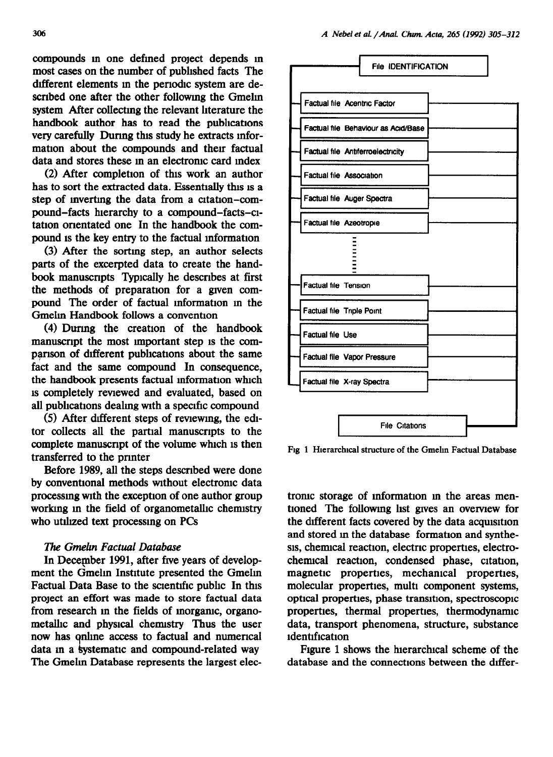compounds in one defined project depends in most cases on the number of published facts The different elements in the periodic system are described one after the other following the Gmelin system After collecting the relevant literature the handbook author has to read the publications very carefully During this study he extracts information about the compounds and their factual data and stores these in an electronic card index

(2) After completion of this work an author has to sort the extracted data. Essentially this is a step of inverting the data from a citation–compound–facts hierarchy to a compound–facts–citation orientated one In the handbook the compound is the key entry to the factual information

(3) After the sorting step, an author selects parts of the excerpted data to create the handbook manuscripts Typically he describes at first the methods of preparation for a given compound The order of factual information in the Gmelin Handbook follows a convention

(4) During the creation of the handbook manuscript the most important step is the comparison of different publications about the same fact and the same compound In consequence, the handbook presents factual information which is completely reviewed and evaluated, based on all publications dealing with a specific compound

(5) After different steps of reviewing, the editor collects all the partial manuscripts to the complete manuscript of the volume which is then transferred to the printer

Before 1989, all the steps described were done by conventional methods without electronic data processing with the exception of one author group working in the field of organometallic chemistry who utilized text processing on PCs

*The Gmelin Factual Database*

In December 1991, after five years of development the Gmelin Institute presented the Gmelin Factual Data Base to the scientific public In this project an effort was made to store factual data from research in the fields of inorganic, organometallic and physical chemistry Thus the user now has online access to factual and numerical data in a systematic and compound-related way The Gmelin Database represents the largest electronic storage of information in the areas mentioned The following list gives an overview for the different facts covered by the data acquisition and stored in the database formation and synthesis, chemical reaction, electric properties, electrochemical reaction, condensed phase, citation, magnetic properties, mechanical properties, molecular properties, multi component systems, optical properties, phase transition, spectroscopic properties, thermal properties, thermodynamic data, transport phenomena, structure, substance identification

Figure 1 shows the hierarchical scheme of the database and the connections between the differ-

File IDENTIFICATION

- Factual file Acentric Factor
- Factual file Behaviour as Acid/Base
- Factual file Antiferroelectricity
- Factual file Association
- Factual file Auger Spectra
- Factual file Azeotropie
- ⋮
- Factual file Tension
- Factual file Triple Point
- Factual file Use
- Factual file Vapor Pressure
- Factual file X-ray Spectra

File Citations

Fig 1 Hierarchical structure of the Gmelin Factual Database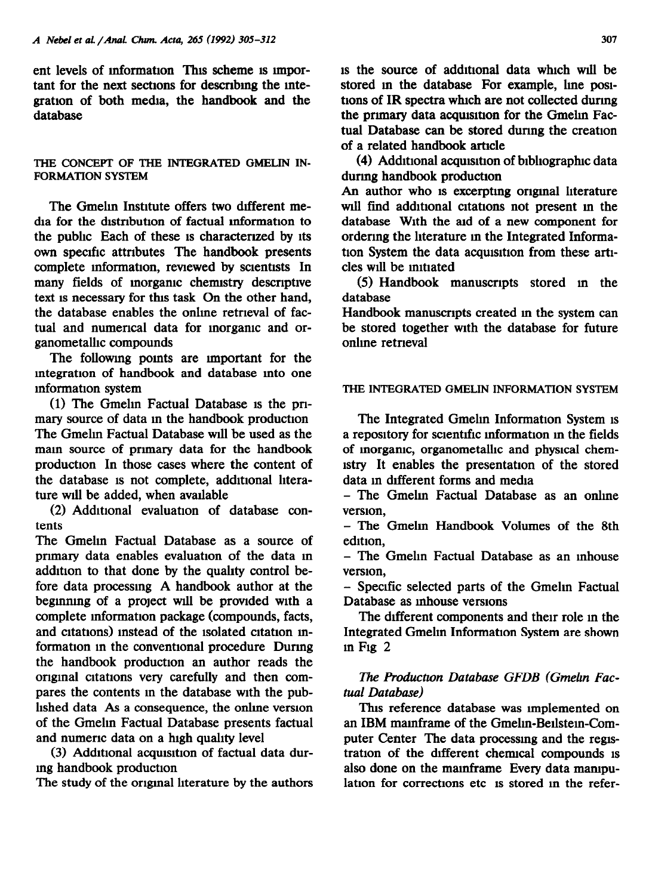ent levels of information This scheme is important for the next sections for describing the integration of both media, the handbook and the database

## THE CONCEPT OF THE INTEGRATED GMELIN INFORMATION SYSTEM

The Gmelin Institute offers two different media for the distribution of factual information to the public Each of these is characterized by its own specific attributes The handbook presents complete information, reviewed by scientists In many fields of inorganic chemistry descriptive text is necessary for this task On the other hand, the database enables the online retrieval of factual and numerical data for inorganic and organometallic compounds

The following points are important for the integration of handbook and database into one information system

(1) The Gmelin Factual Database is the primary source of data in the handbook production
The Gmelin Factual Database will be used as the main source of primary data for the handbook production In those cases where the content of the database is not complete, additional literature will be added, when available

(2) Additional evaluation of database contents
The Gmelin Factual Database as a source of primary data enables evaluation of the data in addition to that done by the quality control before data processing A handbook author at the beginning of a project will be provided with a complete information package (compounds, facts, and citations) instead of the isolated citation information in the conventional procedure During the handbook production an author reads the original citations very carefully and then compares the contents in the database with the published data As a consequence, the online version of the Gmelin Factual Database presents factual and numeric data on a high quality level

(3) Additional acquisition of factual data during handbook production
The study of the original literature by the authors is the source of additional data which will be stored in the database For example, line positions of IR spectra which are not collected during the primary data acquisition for the Gmelin Factual Database can be stored during the creation of a related handbook article

(4) Additional acquisition of bibliographic data during handbook production
An author who is excerpting original literature will find additional citations not present in the database With the aid of a new component for ordering the literature in the Integrated Information System the data acquisition from these articles will be initiated

(5) Handbook manuscripts stored in the database
Handbook manuscripts created in the system can be stored together with the database for future online retrieval

## THE INTEGRATED GMELIN INFORMATION SYSTEM

The Integrated Gmelin Information System is a repository for scientific information in the fields of inorganic, organometallic and physical chemistry It enables the presentation of the stored data in different forms and media

- The Gmelin Factual Database as an online version,
- The Gmelin Handbook Volumes of the 8th edition,
- The Gmelin Factual Database as an inhouse version,
- Specific selected parts of the Gmelin Factual Database as inhouse versions

The different components and their role in the Integrated Gmelin Information System are shown in Fig 2

### *The Production Database GFDB (Gmelin Factual Database)*

This reference database was implemented on an IBM mainframe of the Gmelin-Beilstein-Computer Center The data processing and the registration of the different chemical compounds is also done on the mainframe Every data manipulation for corrections etc is stored in the refer-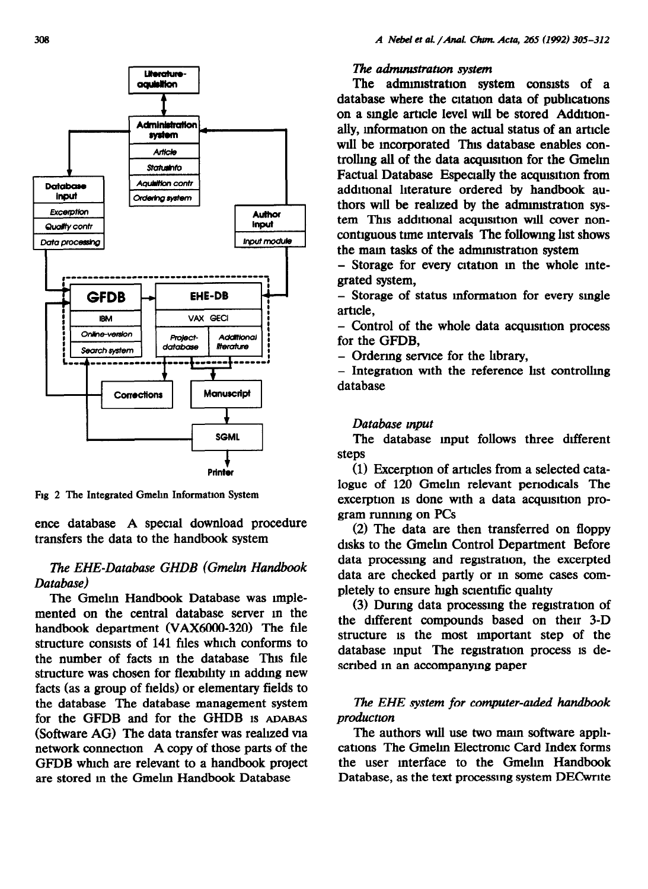Fig 2 The Integrated Gmelin Information System

ence database A special download procedure transfers the data to the handbook system

### The EHE-Database GHDB (Gmelin Handbook Database)

The Gmelin Handbook Database was implemented on the central database server in the handbook department (VAX6000-320) The file structure consists of 141 files which conforms to the number of facts in the database This file structure was chosen for flexibility in adding new facts (as a group of fields) or elementary fields to the database The database management system for the GFDB and for the GHDB is ADABAS (Software AG) The data transfer was realized via network connection A copy of those parts of the GFDB which are relevant to a handbook project are stored in the Gmelin Handbook Database

### The administration system

The administration system consists of a database where the citation data of publications on a single article level will be stored Additionally, information on the actual status of an article will be incorporated This database enables controlling all of the data acquisition for the Gmelin Factual Database Especially the acquisition from additional literature ordered by handbook authors will be realized by the administration system This additional acquisition will cover noncontiguous time intervals The following list shows the main tasks of the administration system

- Storage for every citation in the whole integrated system,
- Storage of status information for every single article,
- Control of the whole data acquisition process for the GFDB,
- Ordering service for the library,
- Integration with the reference list controlling database

### Database input

The database input follows three different steps

(1) Excerption of articles from a selected catalogue of 120 Gmelin relevant periodicals The excerption is done with a data acquisition program running on PCs

(2) The data are then transferred on floppy disks to the Gmelin Control Department Before data processing and registration, the excerpted data are checked partly or in some cases completely to ensure high scientific quality

(3) During data processing the registration of the different compounds based on their 3-D structure is the most important step of the database input The registration process is described in an accompanying paper

### The EHE system for computer-aided handbook production

The authors will use two main software applications The Gmelin Electronic Card Index forms the user interface to the Gmelin Handbook Database, as the text processing system DECwrite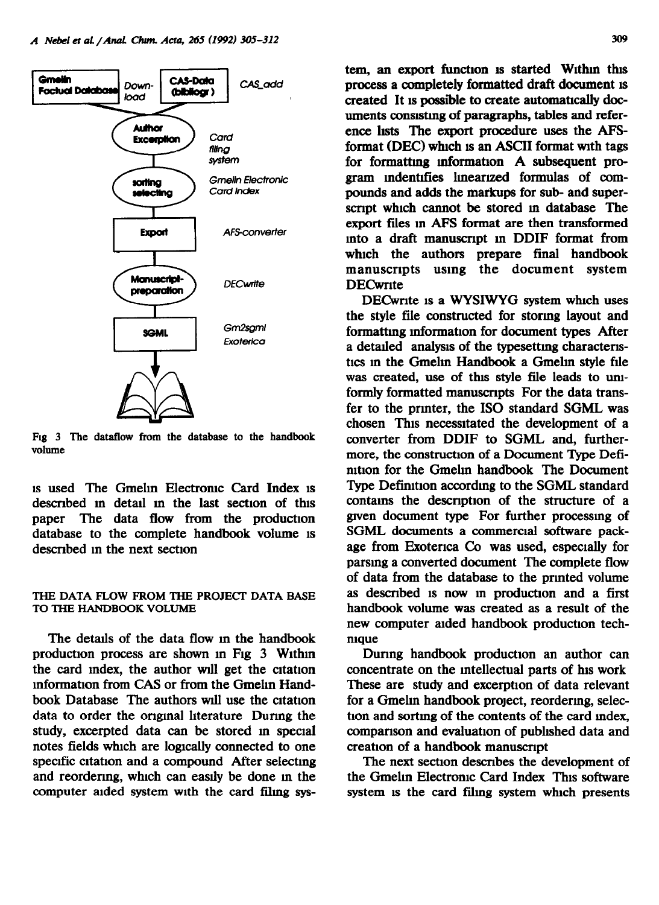Gmelin Factual Database | Download | CAS-Data (bibliogr.) | CAS_add

Author Excerption — Card filing system

sorting selecting — Gmelin Electronic Card Index

Export — AFS-converter

Manuscript-preparation — DECwrite

SGML — Gm2sgml Exoterica

Fig 3 The dataflow from the database to the handbook volume

is used The Gmelin Electronic Card Index is described in detail in the last section of this paper The data flow from the production database to the complete handbook volume is described in the next section

## THE DATA FLOW FROM THE PROJECT DATA BASE TO THE HANDBOOK VOLUME

The details of the data flow in the handbook production process are shown in Fig 3 Within the card index, the author will get the citation information from CAS or from the Gmelin Handbook Database The authors will use the citation data to order the original literature During the study, excerpted data can be stored in special notes fields which are logically connected to one specific citation and a compound After selecting and reordering, which can easily be done in the computer aided system with the card filing system, an export function is started Within this process a completely formatted draft document is created It is possible to create automatically documents consisting of paragraphs, tables and reference lists The export procedure uses the AFS-format (DEC) which is an ASCII format with tags for formatting information A subsequent program indentifies linearized formulas of compounds and adds the markups for sub- and superscript which cannot be stored in database The export files in AFS format are then transformed into a draft manuscript in DDIF format from which the authors prepare final handbook manuscripts using the document system DECwrite

DECwrite is a WYSIWYG system which uses the style file constructed for storing layout and formatting information for document types After a detailed analysis of the typesetting characteristics in the Gmelin Handbook a Gmelin style file was created, use of this style file leads to uniformly formatted manuscripts For the data transfer to the printer, the ISO standard SGML was chosen This necessitated the development of a converter from DDIF to SGML and, furthermore, the construction of a Document Type Definition for the Gmelin handbook The Document Type Definition according to the SGML standard contains the description of the structure of a given document type For further processing of SGML documents a commercial software package from Exoterica Co was used, especially for parsing a converted document The complete flow of data from the database to the printed volume as described is now in production and a first handbook volume was created as a result of the new computer aided handbook production technique

During handbook production an author can concentrate on the intellectual parts of his work These are study and excerption of data relevant for a Gmelin handbook project, reordering, selection and sorting of the contents of the card index, comparison and evaluation of published data and creation of a handbook manuscript

The next section describes the development of the Gmelin Electronic Card Index This software system is the card filing system which presents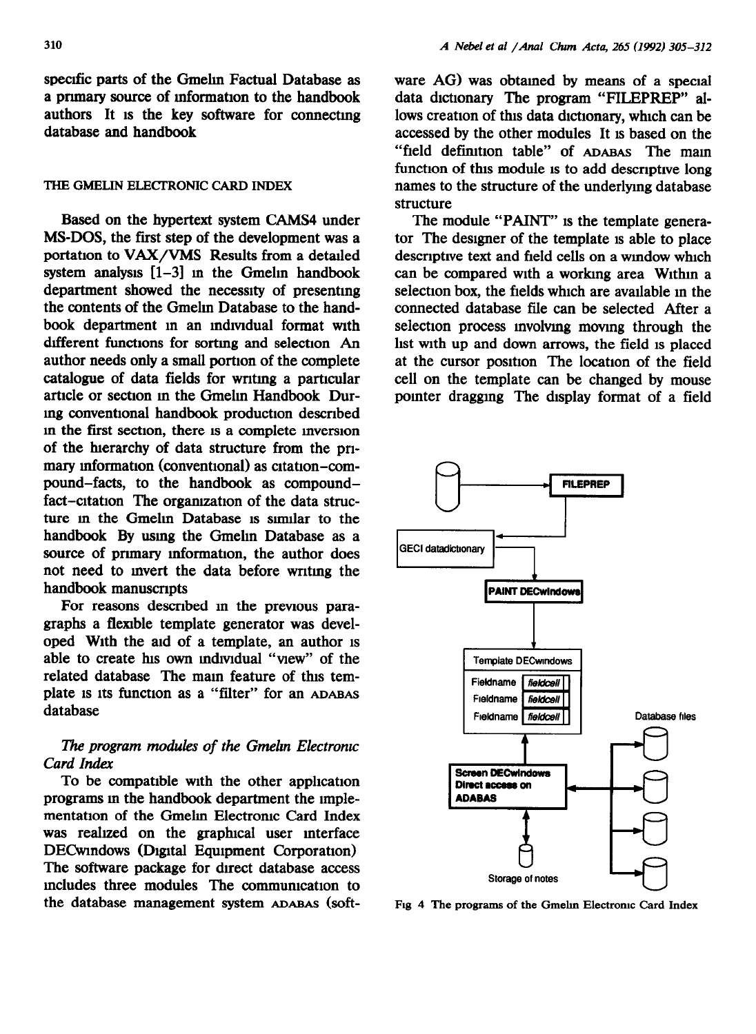specific parts of the Gmelin Factual Database as a primary source of information to the handbook authors It is the key software for connecting database and handbook

## THE GMELIN ELECTRONIC CARD INDEX

Based on the hypertext system CAMS4 under MS-DOS, the first step of the development was a portation to VAX/VMS Results from a detailed system analysis [1-3] in the Gmelin handbook department showed the necessity of presenting the contents of the Gmelin Database to the handbook department in an individual format with different functions for sorting and selection An author needs only a small portion of the complete catalogue of data fields for writing a particular article or section in the Gmelin Handbook During conventional handbook production described in the first section, there is a complete inversion of the hierarchy of data structure from the primary information (conventional) as citation–compound–facts, to the handbook as compound–fact–citation The organization of the data structure in the Gmelin Database is similar to the handbook By using the Gmelin Database as a source of primary information, the author does not need to invert the data before writing the handbook manuscripts

For reasons described in the previous paragraphs a flexible template generator was developed With the aid of a template, an author is able to create his own individual "view" of the related database The main feature of this template is its function as a "filter" for an ADABAS database

### *The program modules of the Gmelin Electronic Card Index*

To be compatible with the other application programs in the handbook department the implementation of the Gmelin Electronic Card Index was realized on the graphical user interface DECwindows (Digital Equipment Corporation) The software package for direct database access includes three modules The communication to the database management system ADABAS (software AG) was obtained by means of a special data dictionary The program "FILEPREP" allows creation of this data dictionary, which can be accessed by the other modules It is based on the "field definition table" of ADABAS The main function of this module is to add descriptive long names to the structure of the underlying database structure

The module "PAINT" is the template generator The designer of the template is able to place descriptive text and field cells on a window which can be compared with a working area Within a selection box, the fields which are available in the connected database file can be selected After a selection process involving moving through the list with up and down arrows, the field is placed at the cursor position The location of the field cell on the template can be changed by mouse pointer dragging The display format of a field

Fig 4 The programs of the Gmelin Electronic Card Index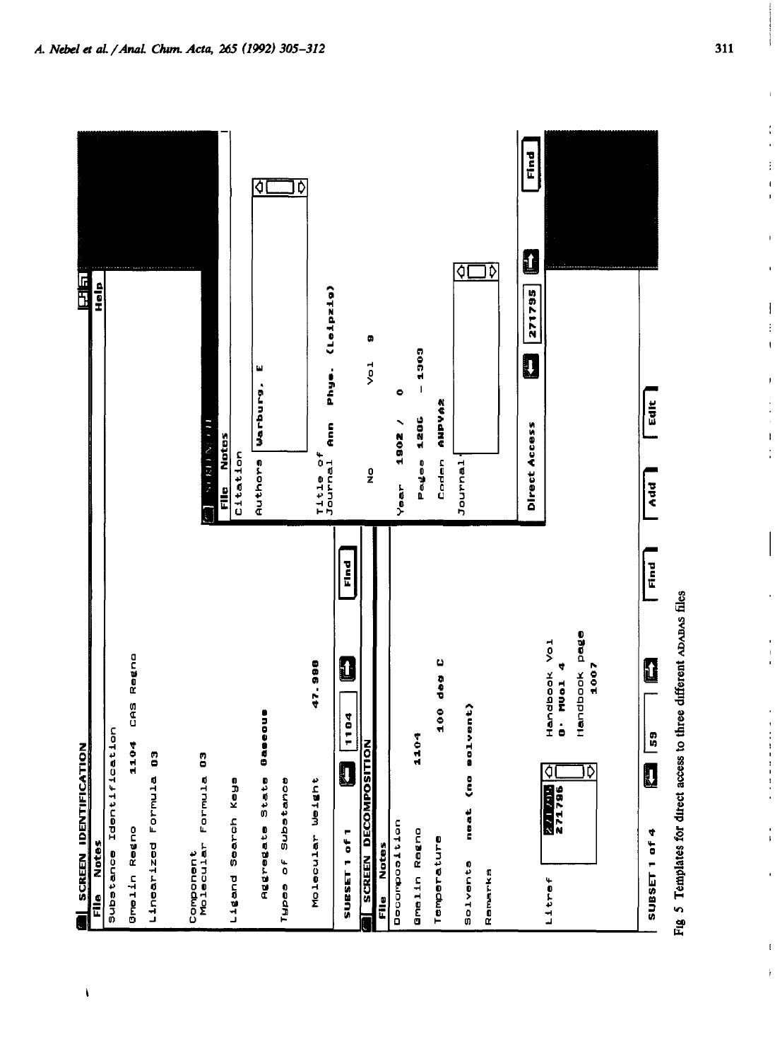SCREEN IDENTIFICATION

File Notes

Substance Identification

Gmelin Regno 1104 CAS Regno

Linearized Formula O3

Component Molecular Formula O3

Ligand Search Keys

Aggregate State Gaseous

Types of Substance

Molecular Weight 47.998

SUBSET 1 of 1 1104 Find

SCREEN DECOMPOSITION

File Notes

Decomposition

Gmelin Regno 1104

Temperature 100 deg C

Solvents neat (no solvent)

Remarks

Litref 271795 271796

Handbook Vol O: MVol 4

Handbook page 1007

SUBSET 1 of 4 59 Find Add Edit

File Notes

Citation

Authors Warburg, E

Title of Journal Ann Phys. (Leipzig)

No Vol 9

Year 1902 / 0

Pages 1286 - 1303

Coden ANPYA2

Journal

Direct Access 271795 Find

Fig 5 Templates for direct access to three different ADABAS files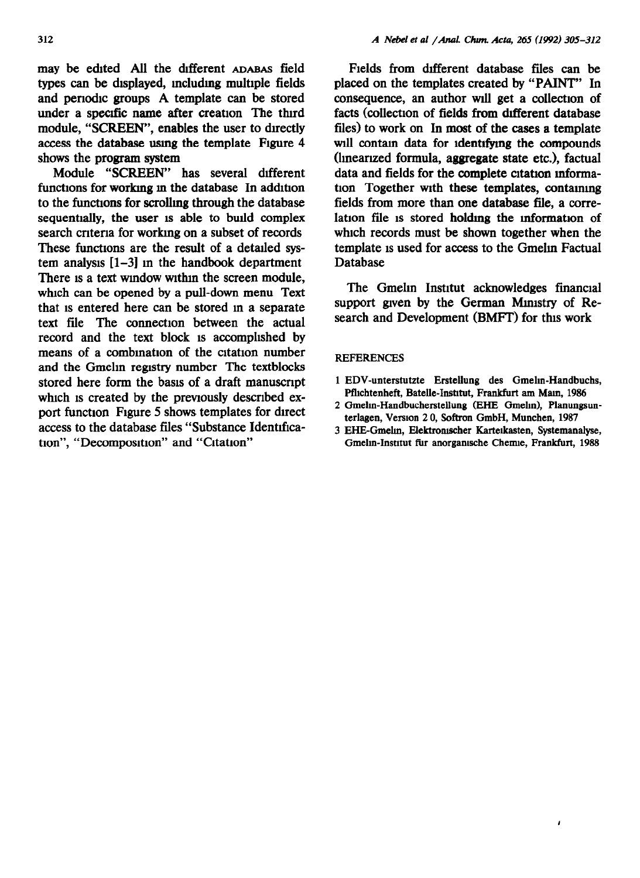may be edited All the different ADABAS field types can be displayed, including multiple fields and periodic groups A template can be stored under a specific name after creation The third module, "SCREEN", enables the user to directly access the database using the template Figure 4 shows the program system

Module "SCREEN" has several different functions for working in the database In addition to the functions for scrolling through the database sequentially, the user is able to build complex search criteria for working on a subset of records These functions are the result of a detailed system analysis [1–3] in the handbook department There is a text window within the screen module, which can be opened by a pull-down menu Text that is entered here can be stored in a separate text file The connection between the actual record and the text block is accomplished by means of a combination of the citation number and the Gmelin registry number The textblocks stored here form the basis of a draft manuscript which is created by the previously described export function Figure 5 shows templates for direct access to the database files "Substance Identification", "Decomposition" and "Citation"

Fields from different database files can be placed on the templates created by "PAINT" In consequence, an author will get a collection of facts (collection of fields from different database files) to work on In most of the cases a template will contain data for identifying the compounds (linearized formula, aggregate state etc.), factual data and fields for the complete citation information Together with these templates, containing fields from more than one database file, a correlation file is stored holding the information of which records must be shown together when the template is used for access to the Gmelin Factual Database

The Gmelin Institut acknowledges financial support given by the German Ministry of Research and Development (BMFT) for this work

## REFERENCES

1 EDV-unterstutzte Erstellung des Gmelin-Handbuchs, Pflichtenheft, Batelle-Institut, Frankfurt am Main, 1986
2 Gmelin-Handbucherstellung (EHE Gmelin), Planungsunterlagen, Version 2 0, Softron GmbH, Munchen, 1987
3 EHE-Gmelin, Elektronischer Karteikasten, Systemanalyse, Gmelin-Institut für anorganische Chemie, Frankfurt, 1988